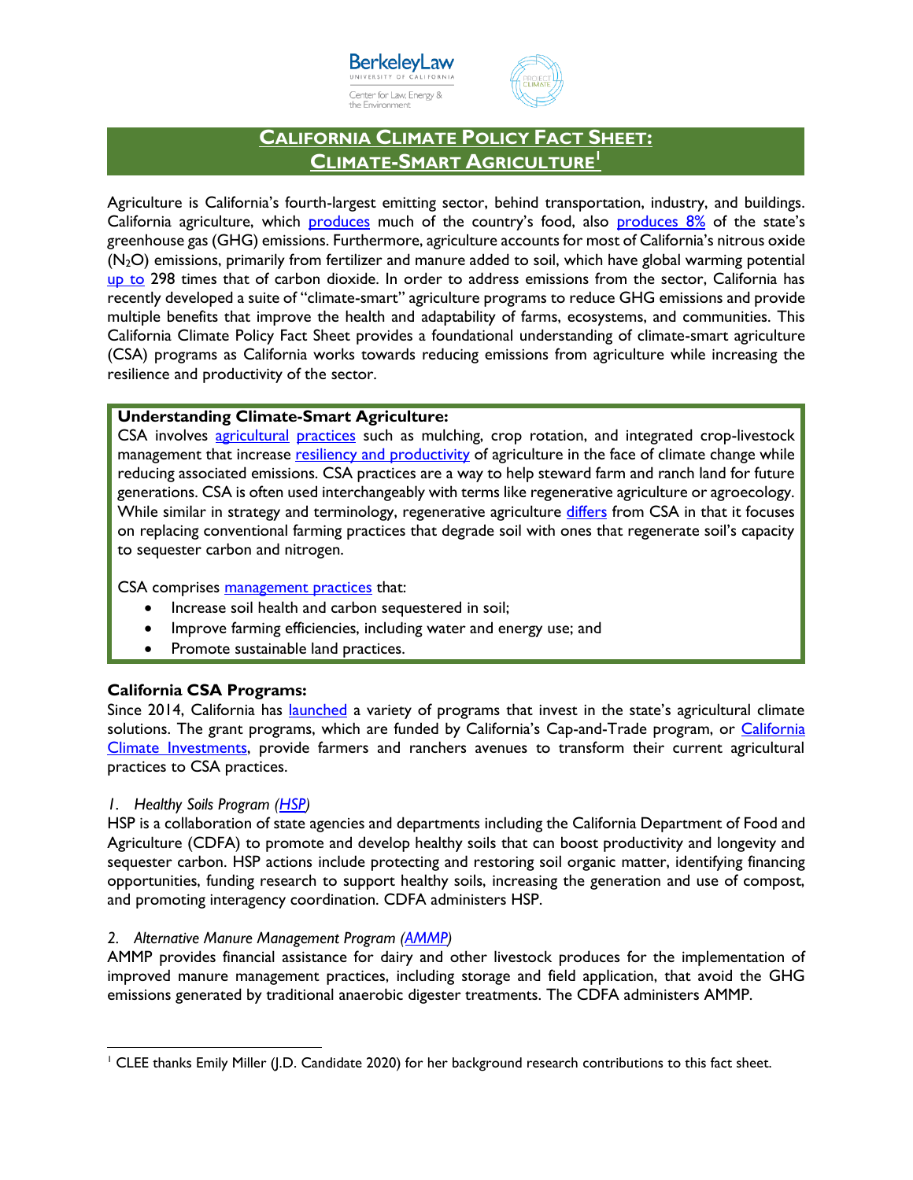# California Climate Policy Fact Sheet: Climate-Smart Agriculture[1]

Agriculture is California's fourth-largest emitting sector, behind transportation, industry, and buildings. California agriculture, which produces much of the country's food, also produces 8% of the state's greenhouse gas (GHG) emissions. Furthermore, agriculture accounts for most of California's nitrous oxide ($N_2O$) emissions, primarily from fertilizer and manure added to soil, which have global warming potential up to 298 times that of carbon dioxide. In order to address emissions from the sector, California has recently developed a suite of "climate-smart" agriculture programs to reduce GHG emissions and provide multiple benefits that improve the health and adaptability of farms, ecosystems, and communities. This California Climate Policy Fact Sheet provides a foundational understanding of climate-smart agriculture (CSA) programs as California works towards reducing emissions from agriculture while increasing the resilience and productivity of the sector.

**Understanding Climate-Smart Agriculture:**

CSA involves agricultural practices such as mulching, crop rotation, and integrated crop-livestock management that increase resiliency and productivity of agriculture in the face of climate change while reducing associated emissions. CSA practices are a way to help steward farm and ranch land for future generations. CSA is often used interchangeably with terms like regenerative agriculture or agroecology. While similar in strategy and terminology, regenerative agriculture differs from CSA in that it focuses on replacing conventional farming practices that degrade soil with ones that regenerate soil's capacity to sequester carbon and nitrogen.

CSA comprises management practices that:

- Increase soil health and carbon sequestered in soil;
- Improve farming efficiencies, including water and energy use; and
- Promote sustainable land practices.

**California CSA Programs:**

Since 2014, California has launched a variety of programs that invest in the state's agricultural climate solutions. The grant programs, which are funded by California's Cap-and-Trade program, or California Climate Investments, provide farmers and ranchers avenues to transform their current agricultural practices to CSA practices.

*1. Healthy Soils Program (HSP)*

HSP is a collaboration of state agencies and departments including the California Department of Food and Agriculture (CDFA) to promote and develop healthy soils that can boost productivity and longevity and sequester carbon. HSP actions include protecting and restoring soil organic matter, identifying financing opportunities, funding research to support healthy soils, increasing the generation and use of compost, and promoting interagency coordination. CDFA administers HSP.

*2. Alternative Manure Management Program (AMMP)*

AMMP provides financial assistance for dairy and other livestock produces for the implementation of improved manure management practices, including storage and field application, that avoid the GHG emissions generated by traditional anaerobic digester treatments. The CDFA administers AMMP.

---

[1] CLEE thanks Emily Miller (J.D. Candidate 2020) for her background research contributions to this fact sheet.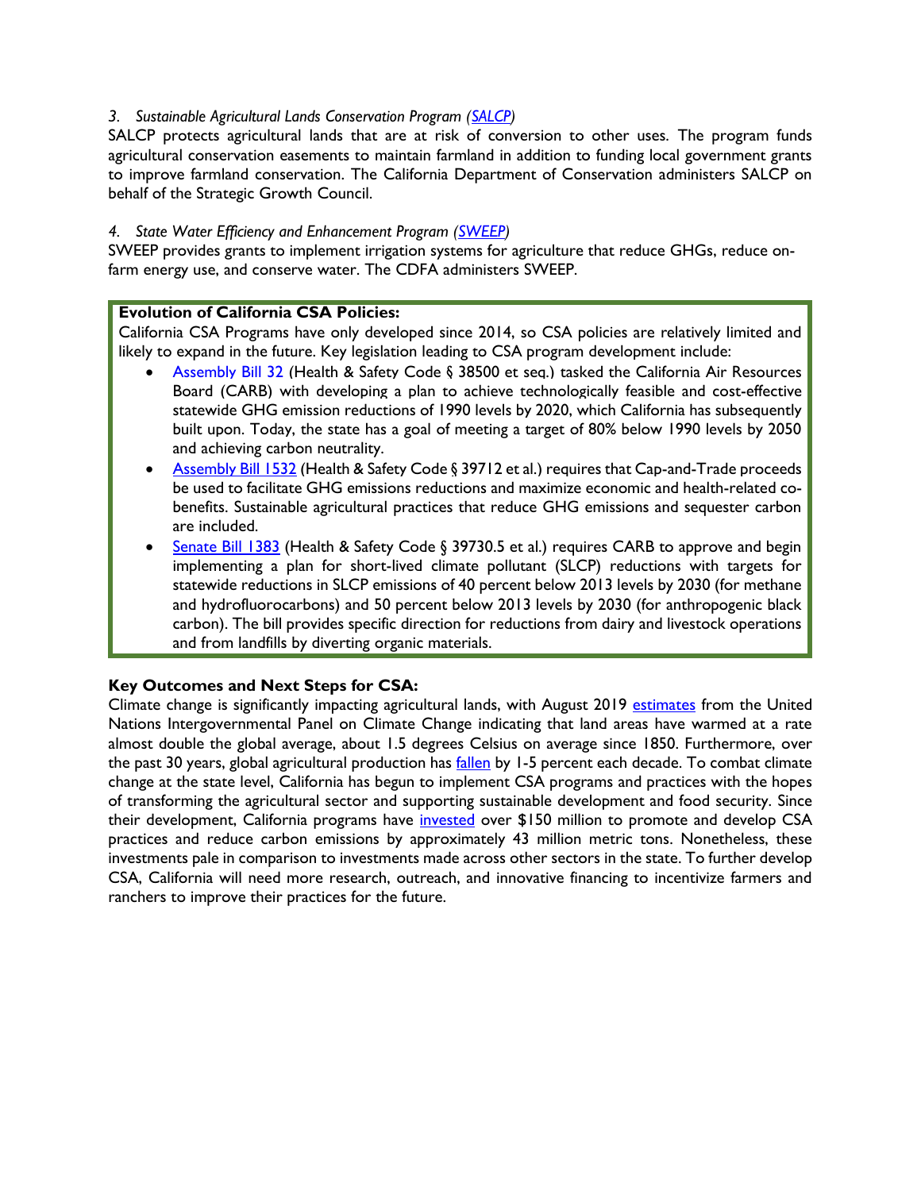*3. Sustainable Agricultural Lands Conservation Program (SALCP)*

SALCP protects agricultural lands that are at risk of conversion to other uses. The program funds agricultural conservation easements to maintain farmland in addition to funding local government grants to improve farmland conservation. The California Department of Conservation administers SALCP on behalf of the Strategic Growth Council.

*4. State Water Efficiency and Enhancement Program (SWEEP)*

SWEEP provides grants to implement irrigation systems for agriculture that reduce GHGs, reduce on-farm energy use, and conserve water. The CDFA administers SWEEP.

**Evolution of California CSA Policies:**

California CSA Programs have only developed since 2014, so CSA policies are relatively limited and likely to expand in the future. Key legislation leading to CSA program development include:

- Assembly Bill 32 (Health & Safety Code § 38500 et seq.) tasked the California Air Resources Board (CARB) with developing a plan to achieve technologically feasible and cost-effective statewide GHG emission reductions of 1990 levels by 2020, which California has subsequently built upon. Today, the state has a goal of meeting a target of 80% below 1990 levels by 2050 and achieving carbon neutrality.
- Assembly Bill 1532 (Health & Safety Code § 39712 et al.) requires that Cap-and-Trade proceeds be used to facilitate GHG emissions reductions and maximize economic and health-related co-benefits. Sustainable agricultural practices that reduce GHG emissions and sequester carbon are included.
- Senate Bill 1383 (Health & Safety Code § 39730.5 et al.) requires CARB to approve and begin implementing a plan for short-lived climate pollutant (SLCP) reductions with targets for statewide reductions in SLCP emissions of 40 percent below 2013 levels by 2030 (for methane and hydrofluorocarbons) and 50 percent below 2013 levels by 2030 (for anthropogenic black carbon). The bill provides specific direction for reductions from dairy and livestock operations and from landfills by diverting organic materials.

**Key Outcomes and Next Steps for CSA:**

Climate change is significantly impacting agricultural lands, with August 2019 estimates from the United Nations Intergovernmental Panel on Climate Change indicating that land areas have warmed at a rate almost double the global average, about 1.5 degrees Celsius on average since 1850. Furthermore, over the past 30 years, global agricultural production has fallen by 1-5 percent each decade. To combat climate change at the state level, California has begun to implement CSA programs and practices with the hopes of transforming the agricultural sector and supporting sustainable development and food security. Since their development, California programs have invested over $150 million to promote and develop CSA practices and reduce carbon emissions by approximately 43 million metric tons. Nonetheless, these investments pale in comparison to investments made across other sectors in the state. To further develop CSA, California will need more research, outreach, and innovative financing to incentivize farmers and ranchers to improve their practices for the future.